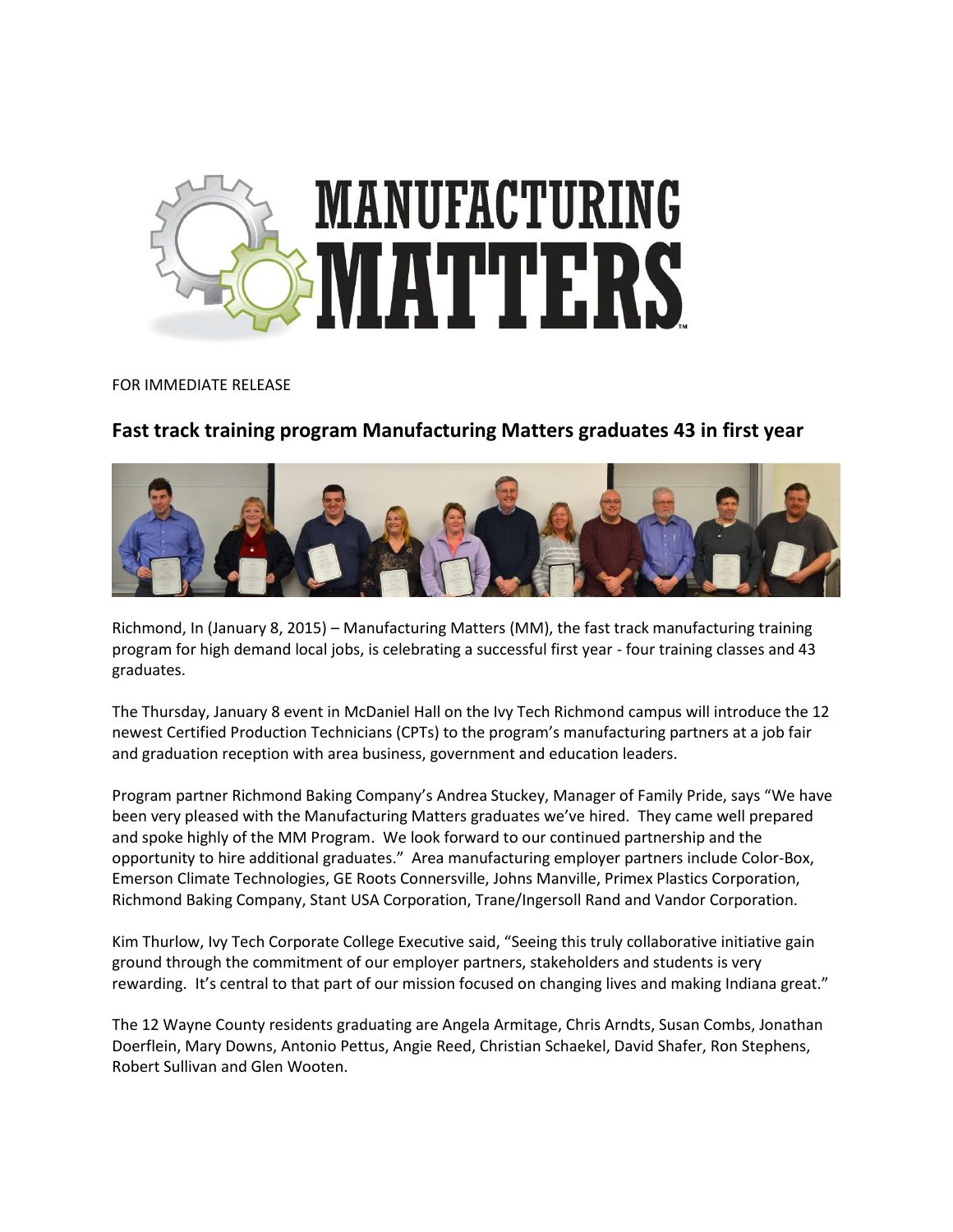# MANUFACTURING MATTERS

FOR IMMEDIATE RELEASE

## Fast track training program Manufacturing Matters graduates 43 in first year

Richmond, In (January 8, 2015) – Manufacturing Matters (MM), the fast track manufacturing training program for high demand local jobs, is celebrating a successful first year - four training classes and 43 graduates.

The Thursday, January 8 event in McDaniel Hall on the Ivy Tech Richmond campus will introduce the 12 newest Certified Production Technicians (CPTs) to the program's manufacturing partners at a job fair and graduation reception with area business, government and education leaders.

Program partner Richmond Baking Company's Andrea Stuckey, Manager of Family Pride, says "We have been very pleased with the Manufacturing Matters graduates we've hired. They came well prepared and spoke highly of the MM Program. We look forward to our continued partnership and the opportunity to hire additional graduates." Area manufacturing employer partners include Color-Box, Emerson Climate Technologies, GE Roots Connersville, Johns Manville, Primex Plastics Corporation, Richmond Baking Company, Stant USA Corporation, Trane/Ingersoll Rand and Vandor Corporation.

Kim Thurlow, Ivy Tech Corporate College Executive said, "Seeing this truly collaborative initiative gain ground through the commitment of our employer partners, stakeholders and students is very rewarding. It's central to that part of our mission focused on changing lives and making Indiana great."

The 12 Wayne County residents graduating are Angela Armitage, Chris Arndts, Susan Combs, Jonathan Doerflein, Mary Downs, Antonio Pettus, Angie Reed, Christian Schaekel, David Shafer, Ron Stephens, Robert Sullivan and Glen Wooten.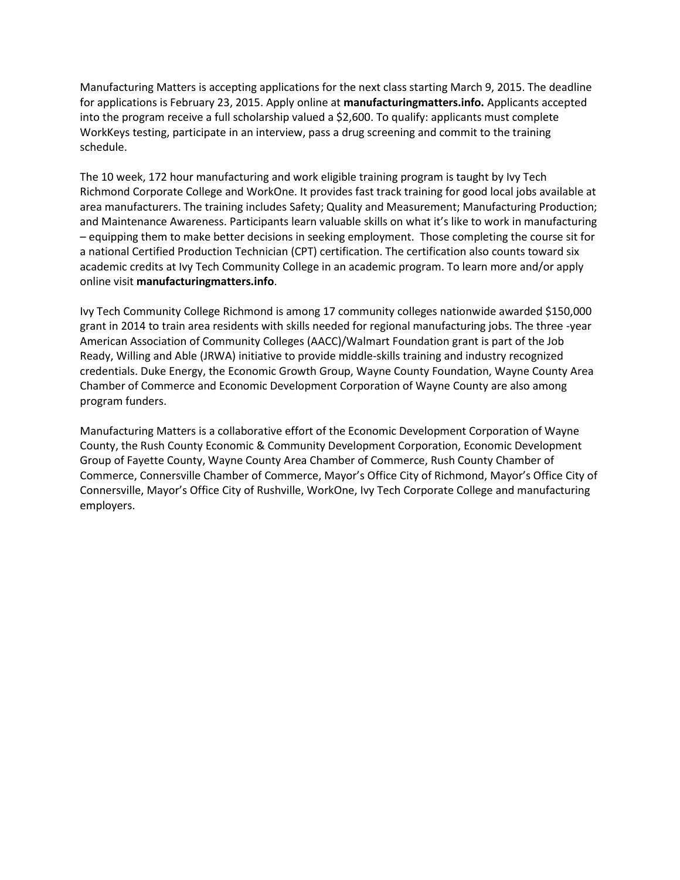Manufacturing Matters is accepting applications for the next class starting March 9, 2015. The deadline for applications is February 23, 2015. Apply online at **manufacturingmatters.info.** Applicants accepted into the program receive a full scholarship valued a $2,600. To qualify: applicants must complete WorkKeys testing, participate in an interview, pass a drug screening and commit to the training schedule.

The 10 week, 172 hour manufacturing and work eligible training program is taught by Ivy Tech Richmond Corporate College and WorkOne. It provides fast track training for good local jobs available at area manufacturers. The training includes Safety; Quality and Measurement; Manufacturing Production; and Maintenance Awareness. Participants learn valuable skills on what it's like to work in manufacturing – equipping them to make better decisions in seeking employment. Those completing the course sit for a national Certified Production Technician (CPT) certification. The certification also counts toward six academic credits at Ivy Tech Community College in an academic program. To learn more and/or apply online visit **manufacturingmatters.info**.

Ivy Tech Community College Richmond is among 17 community colleges nationwide awarded $150,000 grant in 2014 to train area residents with skills needed for regional manufacturing jobs. The three -year American Association of Community Colleges (AACC)/Walmart Foundation grant is part of the Job Ready, Willing and Able (JRWA) initiative to provide middle-skills training and industry recognized credentials. Duke Energy, the Economic Growth Group, Wayne County Foundation, Wayne County Area Chamber of Commerce and Economic Development Corporation of Wayne County are also among program funders.

Manufacturing Matters is a collaborative effort of the Economic Development Corporation of Wayne County, the Rush County Economic & Community Development Corporation, Economic Development Group of Fayette County, Wayne County Area Chamber of Commerce, Rush County Chamber of Commerce, Connersville Chamber of Commerce, Mayor's Office City of Richmond, Mayor's Office City of Connersville, Mayor's Office City of Rushville, WorkOne, Ivy Tech Corporate College and manufacturing employers.